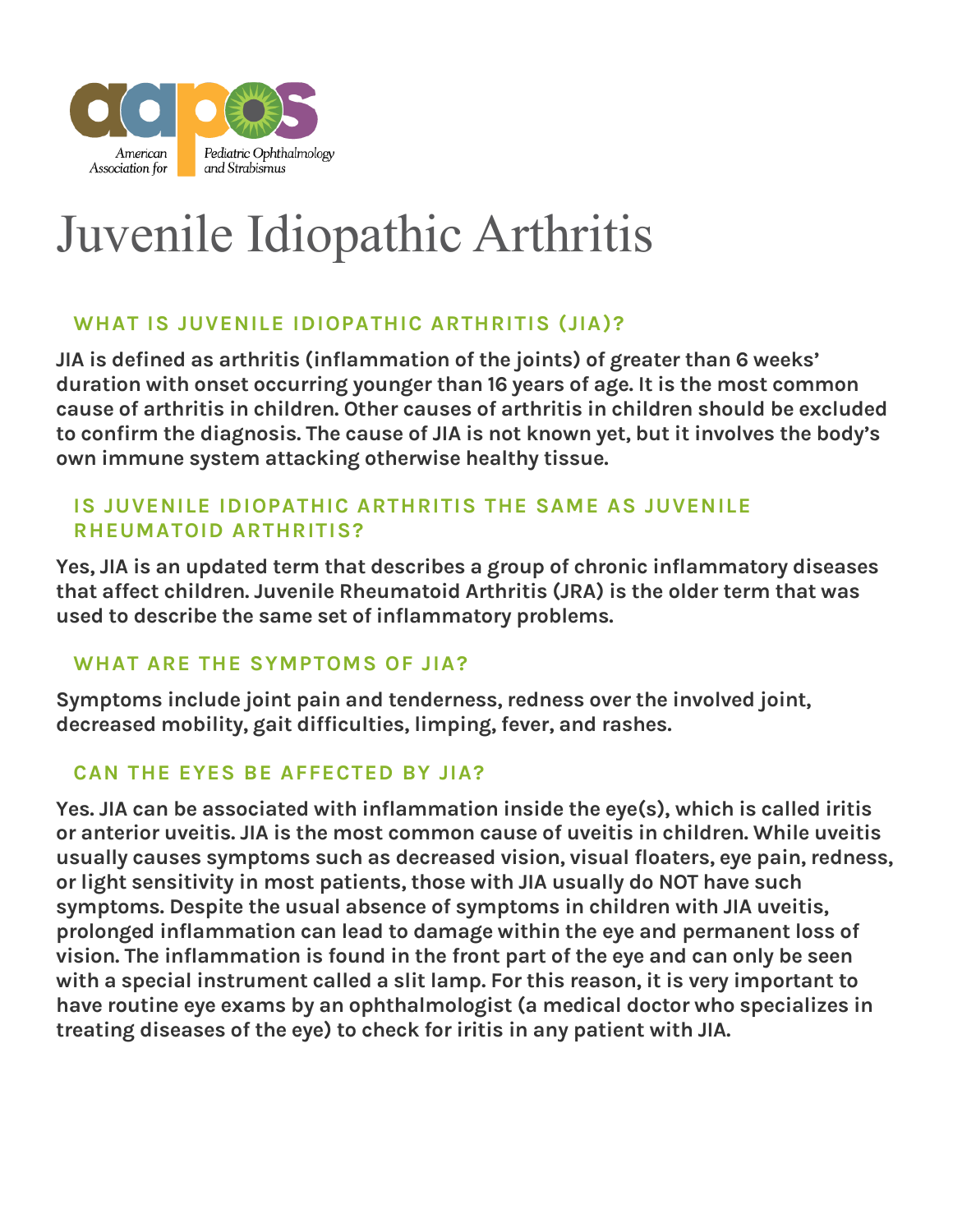American Association for Pediatric Ophthalmology and Strabismus

# Juvenile Idiopathic Arthritis

## WHAT IS JUVENILE IDIOPATHIC ARTHRITIS (JIA)?

**JIA is defined as arthritis (inflammation of the joints) of greater than 6 weeks' duration with onset occurring younger than 16 years of age. It is the most common cause of arthritis in children. Other causes of arthritis in children should be excluded to confirm the diagnosis. The cause of JIA is not known yet, but it involves the body's own immune system attacking otherwise healthy tissue.**

## IS JUVENILE IDIOPATHIC ARTHRITIS THE SAME AS JUVENILE RHEUMATOID ARTHRITIS?

**Yes, JIA is an updated term that describes a group of chronic inflammatory diseases that affect children. Juvenile Rheumatoid Arthritis (JRA) is the older term that was used to describe the same set of inflammatory problems.**

## WHAT ARE THE SYMPTOMS OF JIA?

**Symptoms include joint pain and tenderness, redness over the involved joint, decreased mobility, gait difficulties, limping, fever, and rashes.**

## CAN THE EYES BE AFFECTED BY JIA?

**Yes. JIA can be associated with inflammation inside the eye(s), which is called iritis or anterior uveitis. JIA is the most common cause of uveitis in children. While uveitis usually causes symptoms such as decreased vision, visual floaters, eye pain, redness, or light sensitivity in most patients, those with JIA usually do NOT have such symptoms. Despite the usual absence of symptoms in children with JIA uveitis, prolonged inflammation can lead to damage within the eye and permanent loss of vision. The inflammation is found in the front part of the eye and can only be seen with a special instrument called a slit lamp. For this reason, it is very important to have routine eye exams by an ophthalmologist (a medical doctor who specializes in treating diseases of the eye) to check for iritis in any patient with JIA.**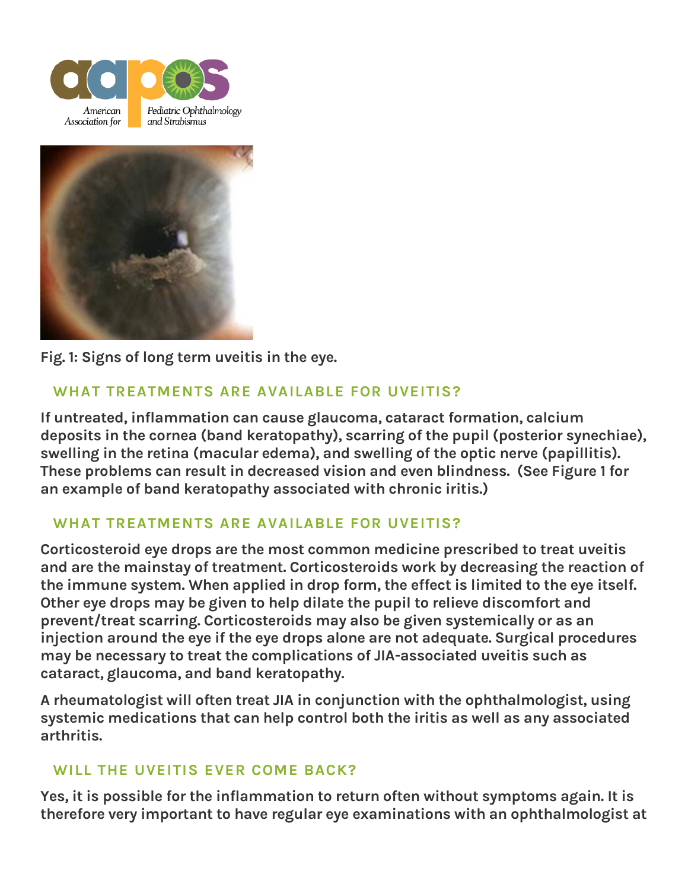Fig. 1: Signs of long term uveitis in the eye.

## WHAT TREATMENTS ARE AVAILABLE FOR UVEITIS?

**If untreated, inflammation can cause glaucoma, cataract formation, calcium deposits in the cornea (band keratopathy), scarring of the pupil (posterior synechiae), swelling in the retina (macular edema), and swelling of the optic nerve (papillitis). These problems can result in decreased vision and even blindness. (See Figure 1 for an example of band keratopathy associated with chronic iritis.)**

## WHAT TREATMENTS ARE AVAILABLE FOR UVEITIS?

**Corticosteroid eye drops are the most common medicine prescribed to treat uveitis and are the mainstay of treatment. Corticosteroids work by decreasing the reaction of the immune system. When applied in drop form, the effect is limited to the eye itself. Other eye drops may be given to help dilate the pupil to relieve discomfort and prevent/treat scarring. Corticosteroids may also be given systemically or as an injection around the eye if the eye drops alone are not adequate. Surgical procedures may be necessary to treat the complications of JIA-associated uveitis such as cataract, glaucoma, and band keratopathy.**

**A rheumatologist will often treat JIA in conjunction with the ophthalmologist, using systemic medications that can help control both the iritis as well as any associated arthritis.**

## WILL THE UVEITIS EVER COME BACK?

**Yes, it is possible for the inflammation to return often without symptoms again. It is therefore very important to have regular eye examinations with an ophthalmologist at**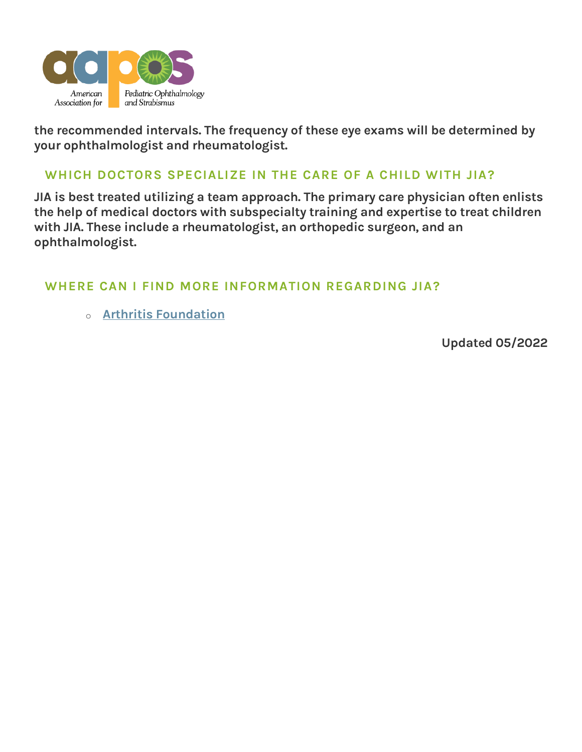**the recommended intervals. The frequency of these eye exams will be determined by your ophthalmologist and rheumatologist.**

## WHICH DOCTORS SPECIALIZE IN THE CARE OF A CHILD WITH JIA?

**JIA is best treated utilizing a team approach. The primary care physician often enlists the help of medical doctors with subspecialty training and expertise to treat children with JIA. These include a rheumatologist, an orthopedic surgeon, and an ophthalmologist.**

## WHERE CAN I FIND MORE INFORMATION REGARDING JIA?

- **Arthritis Foundation**

**Updated 05/2022**